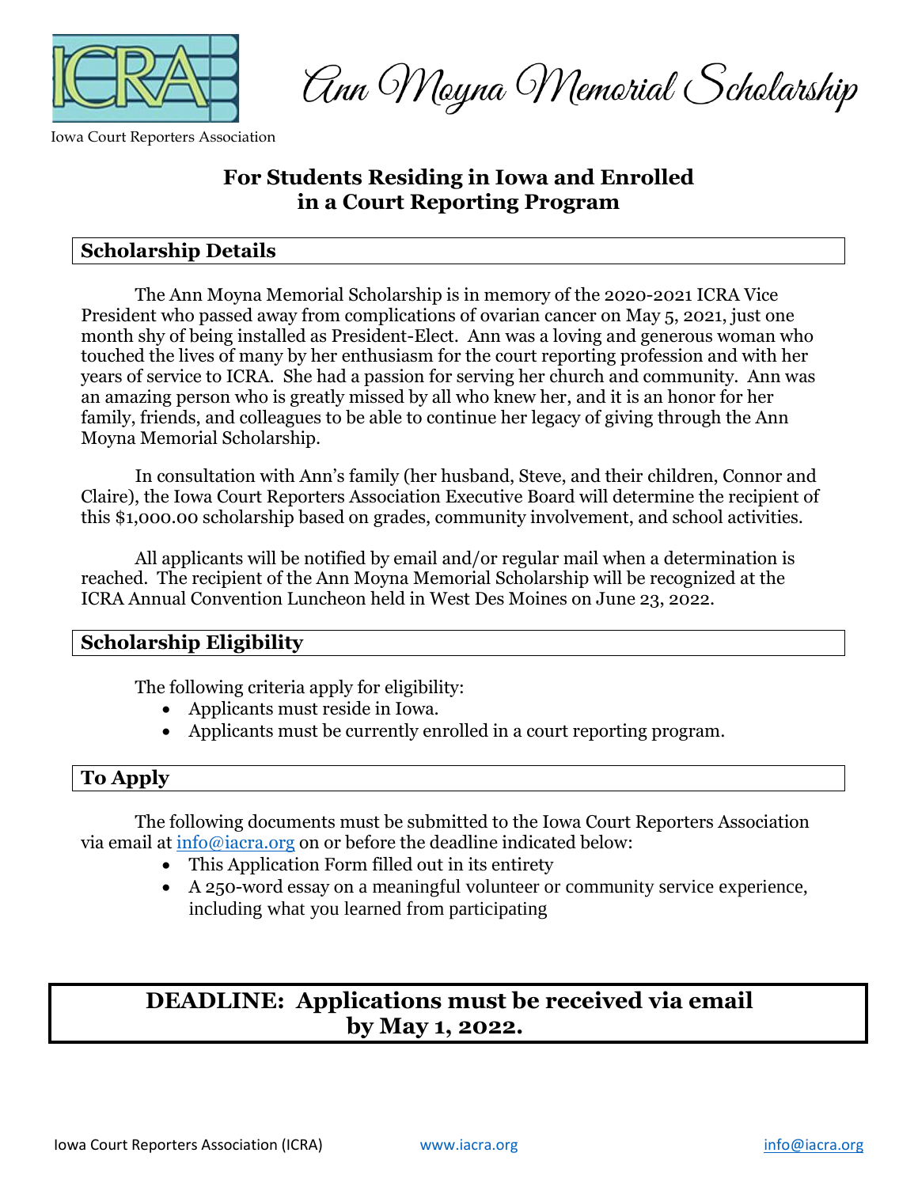Iowa Court Reporters Association

# Ann Moyna Memorial Scholarship

## For Students Residing in Iowa and Enrolled in a Court Reporting Program

### Scholarship Details

The Ann Moyna Memorial Scholarship is in memory of the 2020-2021 ICRA Vice President who passed away from complications of ovarian cancer on May 5, 2021, just one month shy of being installed as President-Elect. Ann was a loving and generous woman who touched the lives of many by her enthusiasm for the court reporting profession and with her years of service to ICRA. She had a passion for serving her church and community. Ann was an amazing person who is greatly missed by all who knew her, and it is an honor for her family, friends, and colleagues to be able to continue her legacy of giving through the Ann Moyna Memorial Scholarship.

In consultation with Ann's family (her husband, Steve, and their children, Connor and Claire), the Iowa Court Reporters Association Executive Board will determine the recipient of this $1,000.00 scholarship based on grades, community involvement, and school activities.

All applicants will be notified by email and/or regular mail when a determination is reached. The recipient of the Ann Moyna Memorial Scholarship will be recognized at the ICRA Annual Convention Luncheon held in West Des Moines on June 23, 2022.

### Scholarship Eligibility

The following criteria apply for eligibility:

- Applicants must reside in Iowa.
- Applicants must be currently enrolled in a court reporting program.

### To Apply

The following documents must be submitted to the Iowa Court Reporters Association via email at info@iacra.org on or before the deadline indicated below:

- This Application Form filled out in its entirety
- A 250-word essay on a meaningful volunteer or community service experience, including what you learned from participating

**DEADLINE: Applications must be received via email by May 1, 2022.**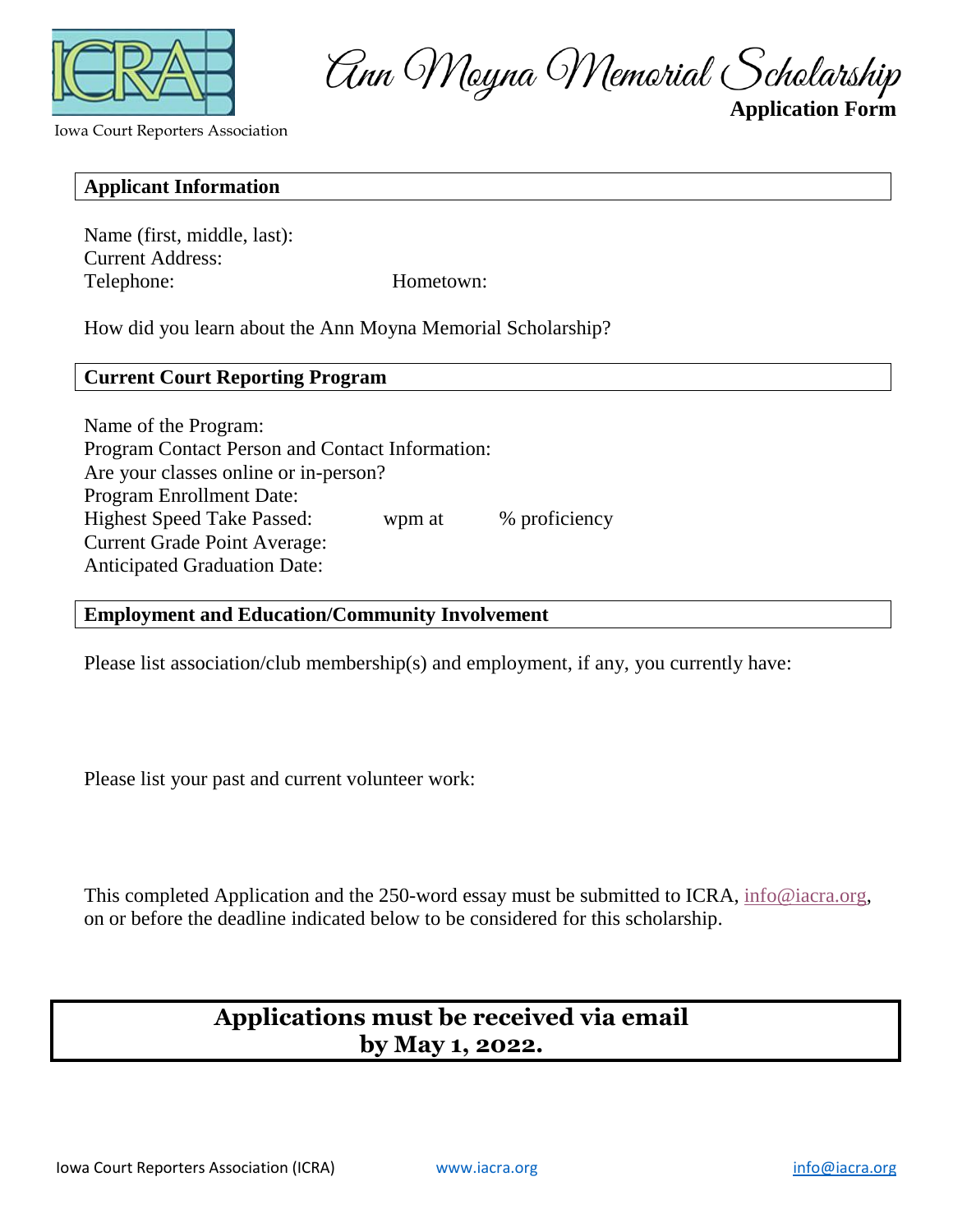Iowa Court Reporters Association

# Ann Moyna Memorial Scholarship

**Application Form**

## Applicant Information

Name (first, middle, last):
Current Address:
Telephone: Hometown:

How did you learn about the Ann Moyna Memorial Scholarship?

## Current Court Reporting Program

Name of the Program:
Program Contact Person and Contact Information:
Are your classes online or in-person?
Program Enrollment Date:
Highest Speed Take Passed: wpm at % proficiency
Current Grade Point Average:
Anticipated Graduation Date:

## Employment and Education/Community Involvement

Please list association/club membership(s) and employment, if any, you currently have:

Please list your past and current volunteer work:

This completed Application and the 250-word essay must be submitted to ICRA, info@iacra.org, on or before the deadline indicated below to be considered for this scholarship.

**Applications must be received via email by May 1, 2022.**

Iowa Court Reporters Association (ICRA) www.iacra.org info@iacra.org